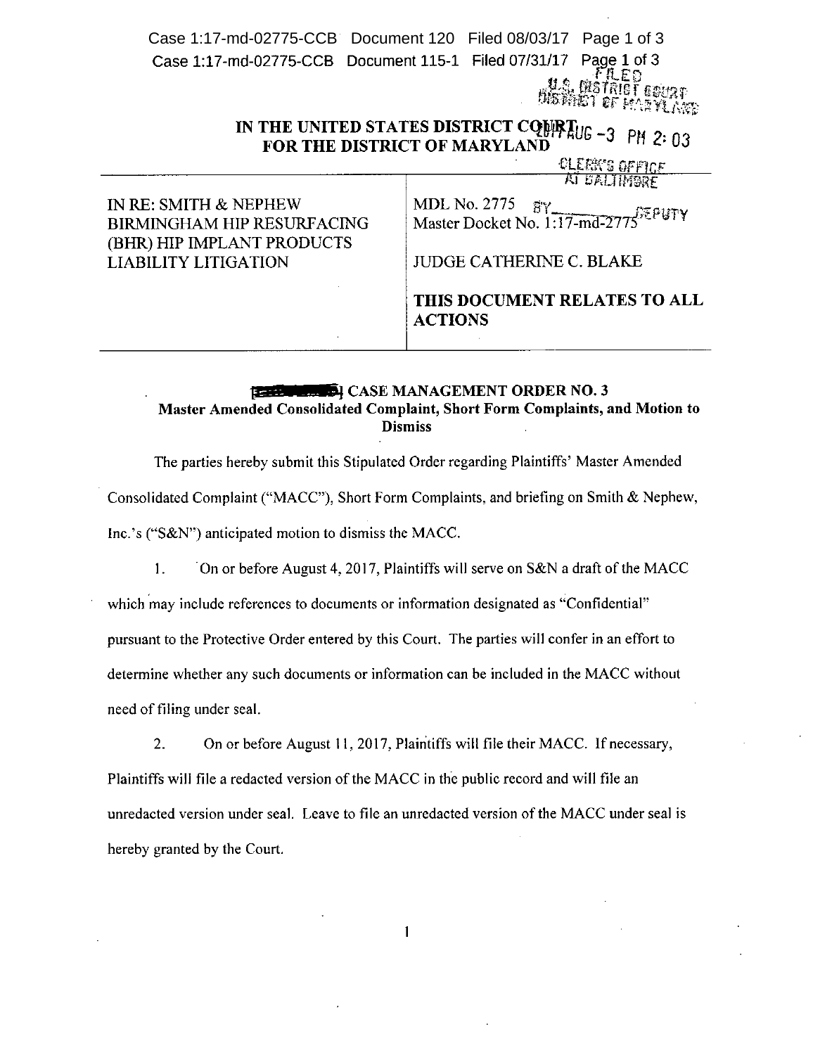# IN THE UNITED STATES DISTRICT COURT FOR THE DISTRICT OF MARYLAND

| | |
|---|---|
| IN RE: SMITH & NEPHEW BIRMINGHAM HIP RESURFACING (BHR) HIP IMPLANT PRODUCTS LIABILITY LITIGATION | MDL No. 2775<br>Master Docket No. 1:17-md-2775<br><br>JUDGE CATHERINE C. BLAKE<br><br>**THIS DOCUMENT RELATES TO ALL ACTIONS** |

## CASE MANAGEMENT ORDER NO. 3

### Master Amended Consolidated Complaint, Short Form Complaints, and Motion to Dismiss

The parties hereby submit this Stipulated Order regarding Plaintiffs' Master Amended Consolidated Complaint ("MACC"), Short Form Complaints, and briefing on Smith & Nephew, Inc.'s ("S&N") anticipated motion to dismiss the MACC.

1. On or before August 4, 2017, Plaintiffs will serve on S&N a draft of the MACC which may include references to documents or information designated as "Confidential" pursuant to the Protective Order entered by this Court. The parties will confer in an effort to determine whether any such documents or information can be included in the MACC without need of filing under seal.

2. On or before August 11, 2017, Plaintiffs will file their MACC. If necessary, Plaintiffs will file a redacted version of the MACC in the public record and will file an unredacted version under seal. Leave to file an unredacted version of the MACC under seal is hereby granted by the Court.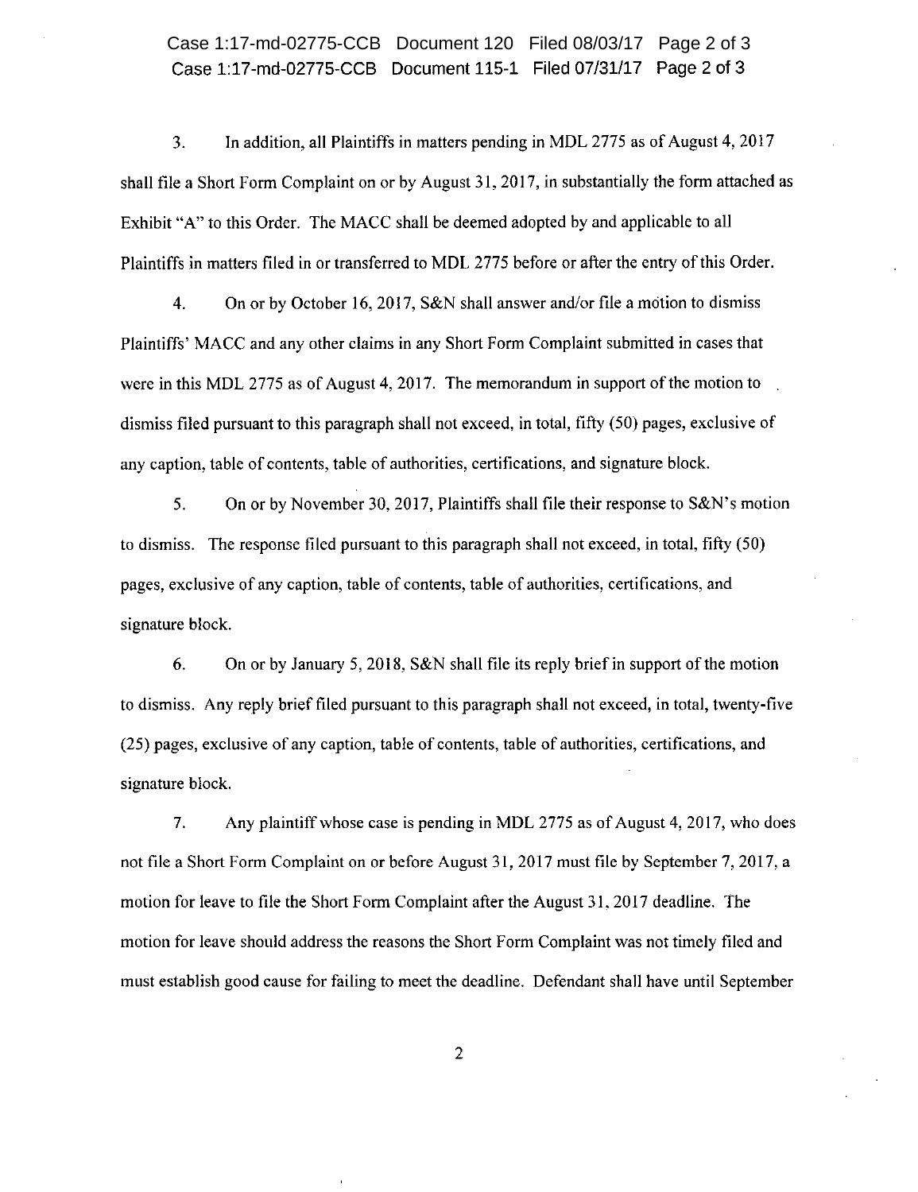3. In addition, all Plaintiffs in matters pending in MDL 2775 as of August 4, 2017 shall file a Short Form Complaint on or by August 31, 2017, in substantially the form attached as Exhibit "A" to this Order. The MACC shall be deemed adopted by and applicable to all Plaintiffs in matters filed in or transferred to MDL 2775 before or after the entry of this Order.

4. On or by October 16, 2017, S&N shall answer and/or file a motion to dismiss Plaintiffs' MACC and any other claims in any Short Form Complaint submitted in cases that were in this MDL 2775 as of August 4, 2017. The memorandum in support of the motion to dismiss filed pursuant to this paragraph shall not exceed, in total, fifty (50) pages, exclusive of any caption, table of contents, table of authorities, certifications, and signature block.

5. On or by November 30, 2017, Plaintiffs shall file their response to S&N's motion to dismiss. The response filed pursuant to this paragraph shall not exceed, in total, fifty (50) pages, exclusive of any caption, table of contents, table of authorities, certifications, and signature block.

6. On or by January 5, 2018, S&N shall file its reply brief in support of the motion to dismiss. Any reply brief filed pursuant to this paragraph shall not exceed, in total, twenty-five (25) pages, exclusive of any caption, table of contents, table of authorities, certifications, and signature block.

7. Any plaintiff whose case is pending in MDL 2775 as of August 4, 2017, who does not file a Short Form Complaint on or before August 31, 2017 must file by September 7, 2017, a motion for leave to file the Short Form Complaint after the August 31, 2017 deadline. The motion for leave should address the reasons the Short Form Complaint was not timely filed and must establish good cause for failing to meet the deadline. Defendant shall have until September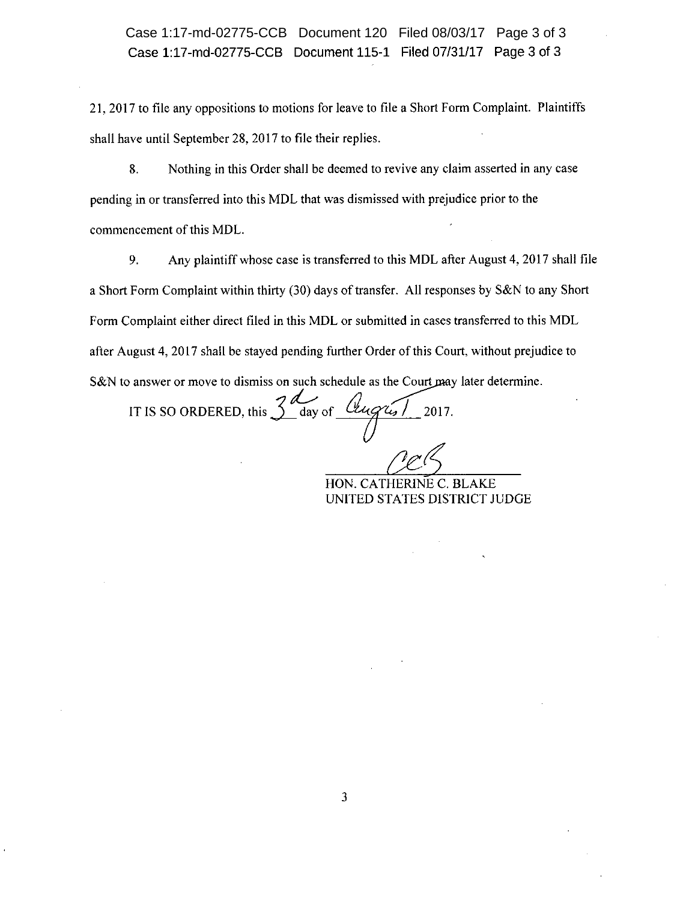21, 2017 to file any oppositions to motions for leave to file a Short Form Complaint. Plaintiffs shall have until September 28, 2017 to file their replies.

8. Nothing in this Order shall be deemed to revive any claim asserted in any case pending in or transferred into this MDL that was dismissed with prejudice prior to the commencement of this MDL.

9. Any plaintiff whose case is transferred to this MDL after August 4, 2017 shall file a Short Form Complaint within thirty (30) days of transfer. All responses by S&N to any Short Form Complaint either direct filed in this MDL or submitted in cases transferred to this MDL after August 4, 2017 shall be stayed pending further Order of this Court, without prejudice to S&N to answer or move to dismiss on such schedule as the Court may later determine.

IT IS SO ORDERED, this 3d day of August 2017.

HON. CATHERINE C. BLAKE
UNITED STATES DISTRICT JUDGE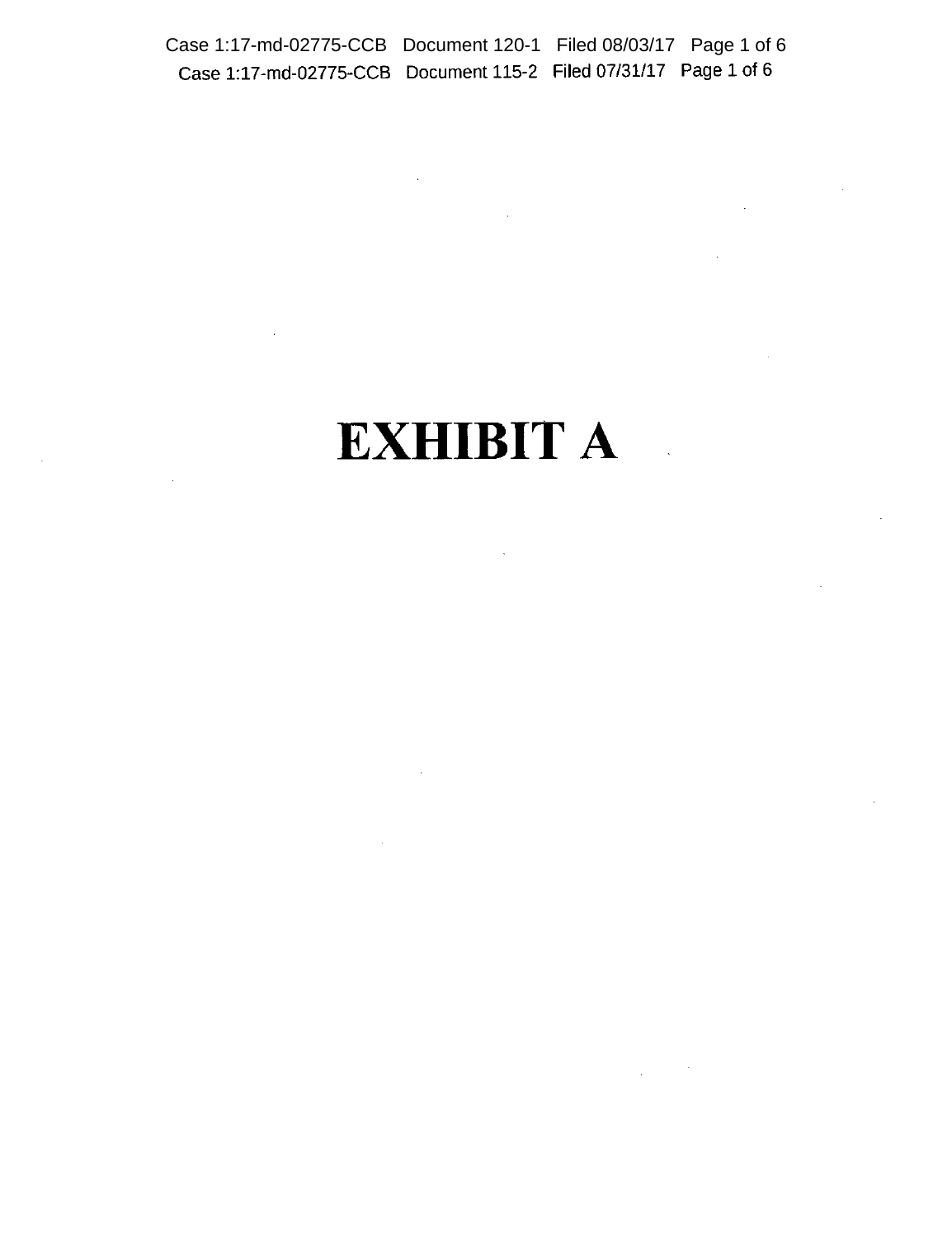# EXHIBIT A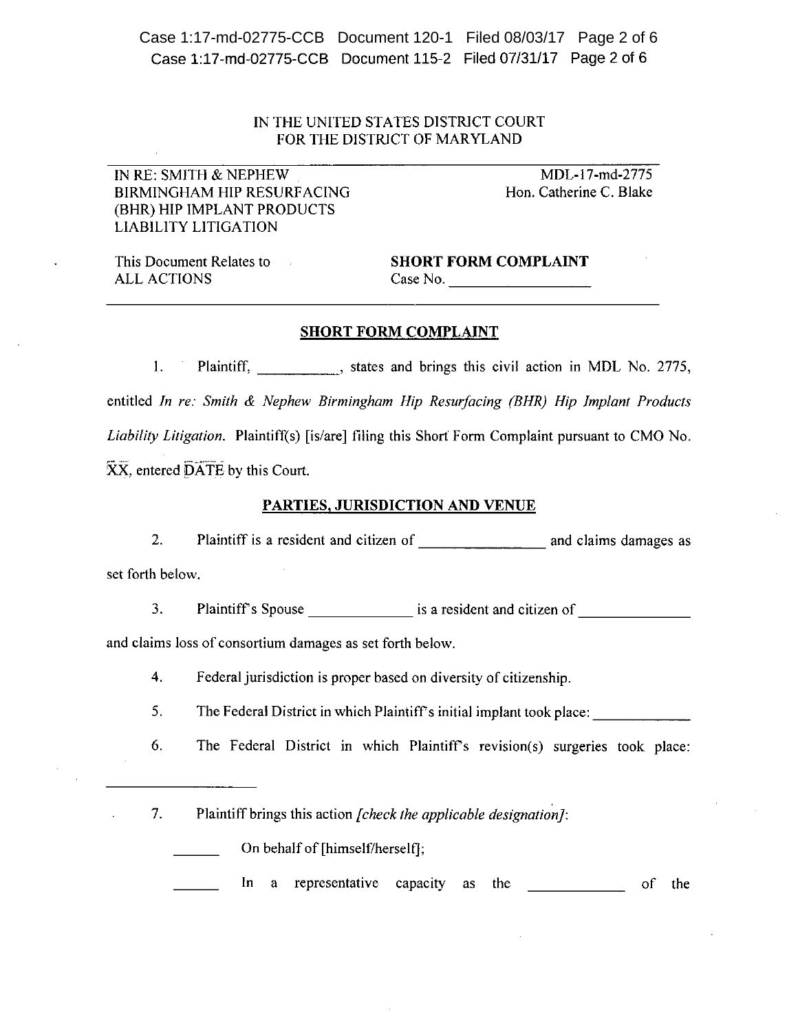IN THE UNITED STATES DISTRICT COURT
FOR THE DISTRICT OF MARYLAND

IN RE: SMITH & NEPHEW BIRMINGHAM HIP RESURFACING (BHR) HIP IMPLANT PRODUCTS LIABILITY LITIGATION

MDL-17-md-2775
Hon. Catherine C. Blake

This Document Relates to ALL ACTIONS

**SHORT FORM COMPLAINT**
Case No. ___________________

## SHORT FORM COMPLAINT

1. Plaintiff, __________, states and brings this civil action in MDL No. 2775, entitled *In re: Smith & Nephew Birmingham Hip Resurfacing (BHR) Hip Implant Products Liability Litigation*. Plaintiff(s) [is/are] filing this Short Form Complaint pursuant to CMO No. XX, entered DATE by this Court.

## PARTIES, JURISDICTION AND VENUE

2. Plaintiff is a resident and citizen of ________________ and claims damages as set forth below.

3. Plaintiff's Spouse _____________ is a resident and citizen of ______________ and claims loss of consortium damages as set forth below.

4. Federal jurisdiction is proper based on diversity of citizenship.

5. The Federal District in which Plaintiff's initial implant took place: _____________

6. The Federal District in which Plaintiff's revision(s) surgeries took place: ___________________

7. Plaintiff brings this action *[check the applicable designation]*:

______ On behalf of [himself/herself];

______ In a representative capacity as the ____________ of the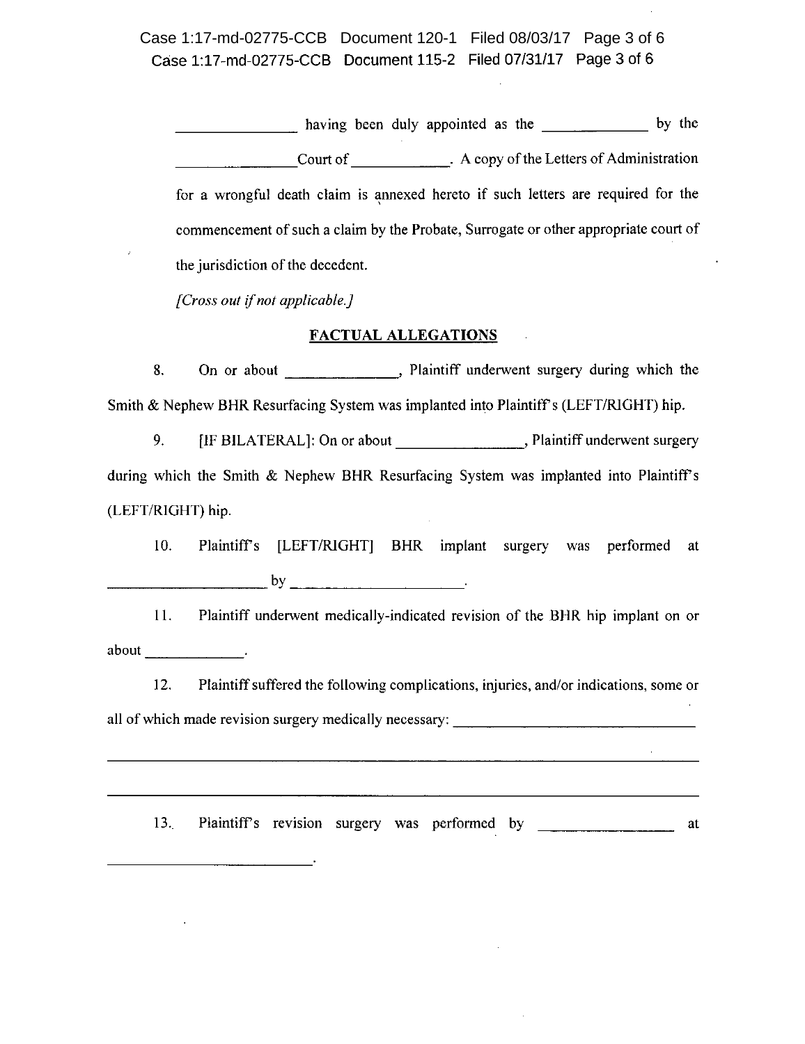_______________ having been duly appointed as the _____________ by the _______________Court of ____________. A copy of the Letters of Administration for a wrongful death claim is annexed hereto if such letters are required for the commencement of such a claim by the Probate, Surrogate or other appropriate court of the jurisdiction of the decedent.

*[Cross out if not applicable.]*

## FACTUAL ALLEGATIONS

8. On or about ______________, Plaintiff underwent surgery during which the Smith & Nephew BHR Resurfacing System was implanted into Plaintiff's (LEFT/RIGHT) hip.

9. [IF BILATERAL]: On or about ________________, Plaintiff underwent surgery during which the Smith & Nephew BHR Resurfacing System was implanted into Plaintiff's (LEFT/RIGHT) hip.

10. Plaintiff's [LEFT/RIGHT] BHR implant surgery was performed at ____________________ by ______________________.

11. Plaintiff underwent medically-indicated revision of the BHR hip implant on or about _____________.

12. Plaintiff suffered the following complications, injuries, and/or indications, some or all of which made revision surgery medically necessary: ________________________________

______________________________________________________________________________

______________________________________________________________________________

13. Plaintiff's revision surgery was performed by _________________ at ___________________________.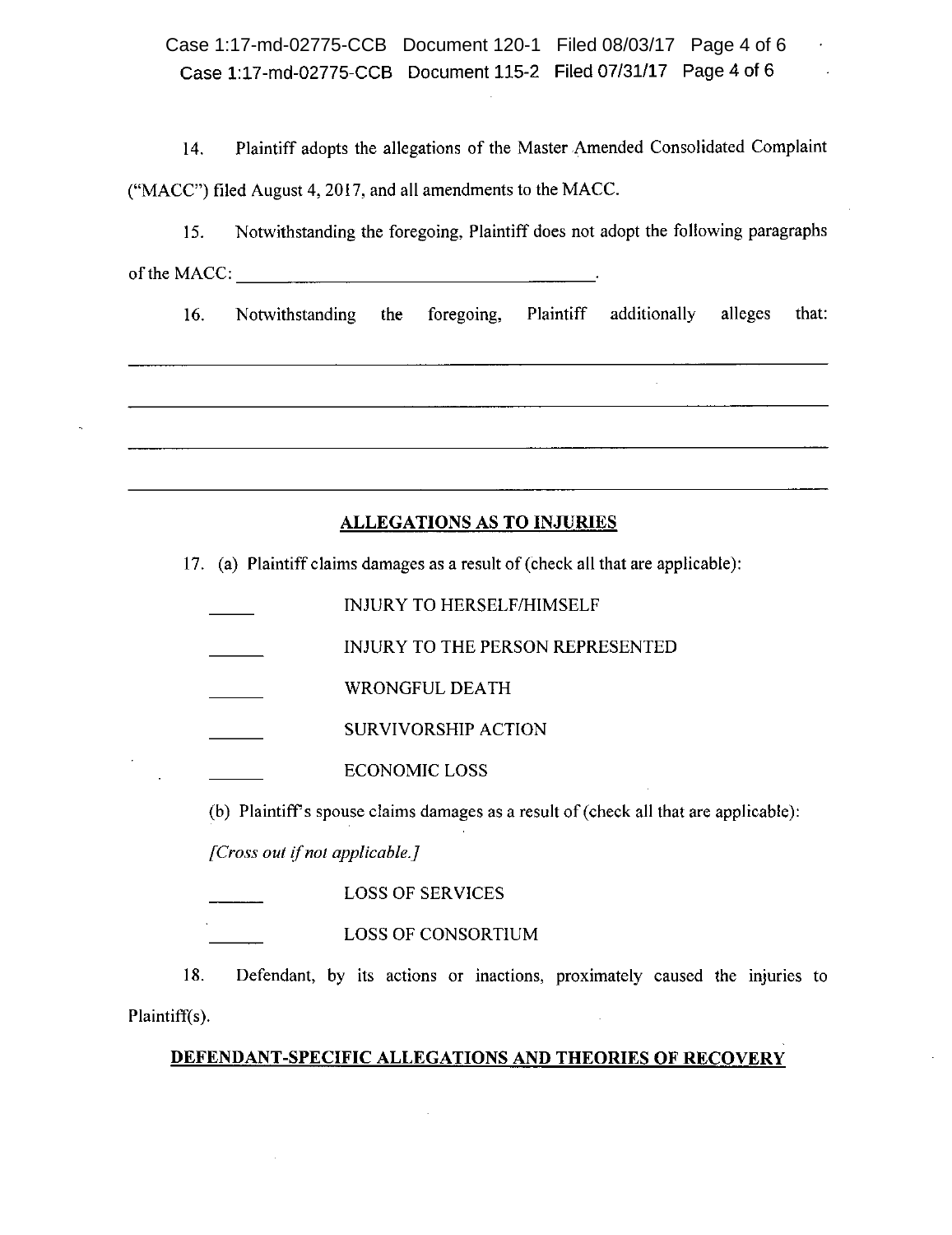14. Plaintiff adopts the allegations of the Master Amended Consolidated Complaint ("MACC") filed August 4, 2017, and all amendments to the MACC.

15. Notwithstanding the foregoing, Plaintiff does not adopt the following paragraphs of the MACC: ________________________________________.

16. Notwithstanding the foregoing, Plaintiff additionally alleges that:

______________________________________________________________________________

______________________________________________________________________________

______________________________________________________________________________

______________________________________________________________________________

## ALLEGATIONS AS TO INJURIES

17. (a) Plaintiff claims damages as a result of (check all that are applicable):

_____ INJURY TO HERSELF/HIMSELF

_____ INJURY TO THE PERSON REPRESENTED

_____ WRONGFUL DEATH

_____ SURVIVORSHIP ACTION

_____ ECONOMIC LOSS

(b) Plaintiff's spouse claims damages as a result of (check all that are applicable):

*[Cross out if not applicable.]*

_____ LOSS OF SERVICES

_____ LOSS OF CONSORTIUM

18. Defendant, by its actions or inactions, proximately caused the injuries to Plaintiff(s).

## DEFENDANT-SPECIFIC ALLEGATIONS AND THEORIES OF RECOVERY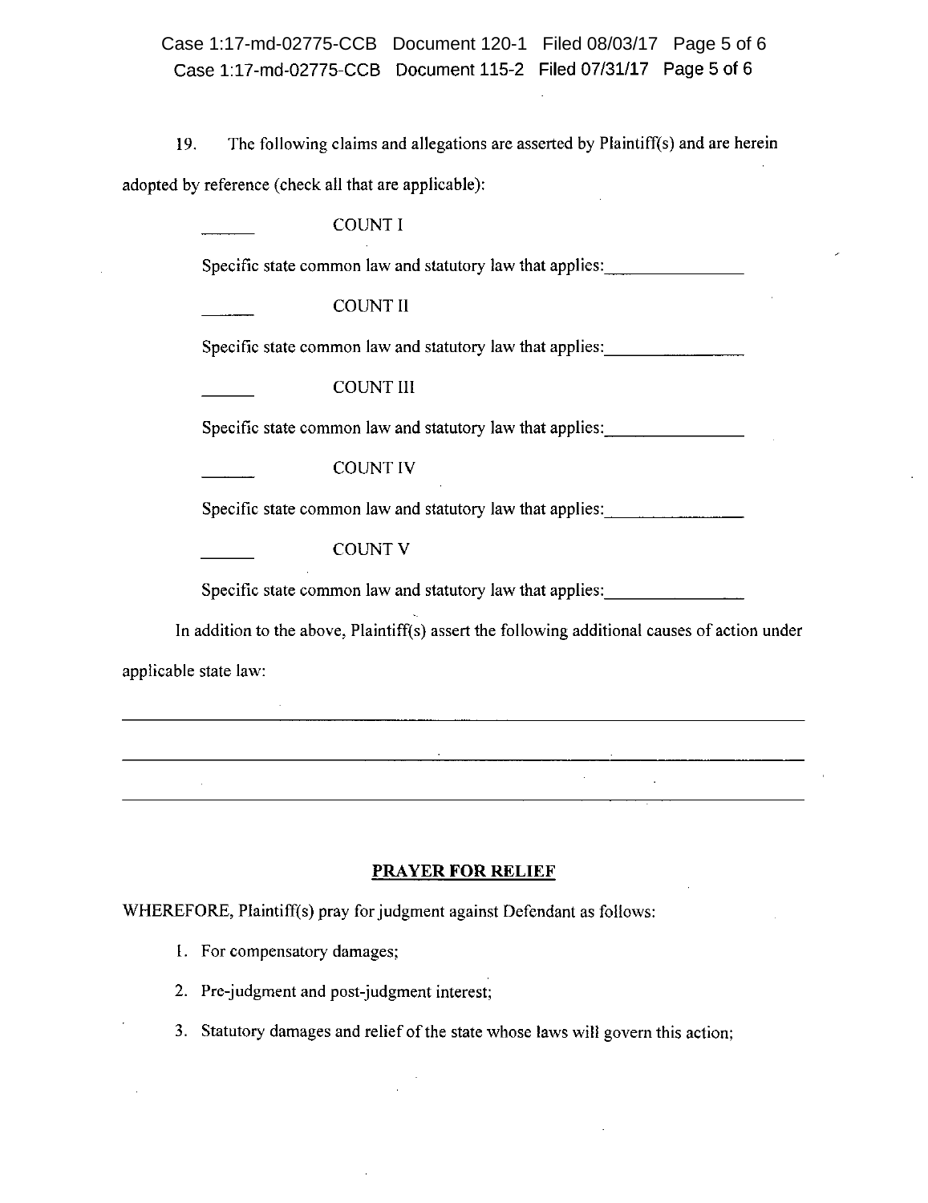19. The following claims and allegations are asserted by Plaintiff(s) and are herein adopted by reference (check all that are applicable):

______ COUNT I

Specific state common law and statutory law that applies:________________

______ COUNT II

Specific state common law and statutory law that applies:________________

______ COUNT III

Specific state common law and statutory law that applies:________________

______ COUNT IV

Specific state common law and statutory law that applies:________________

______ COUNT V

Specific state common law and statutory law that applies:________________

In addition to the above, Plaintiff(s) assert the following additional causes of action under applicable state law:

______________________________________________________________________

______________________________________________________________________

______________________________________________________________________

## PRAYER FOR RELIEF

WHEREFORE, Plaintiff(s) pray for judgment against Defendant as follows:

1. For compensatory damages;
2. Pre-judgment and post-judgment interest;
3. Statutory damages and relief of the state whose laws will govern this action;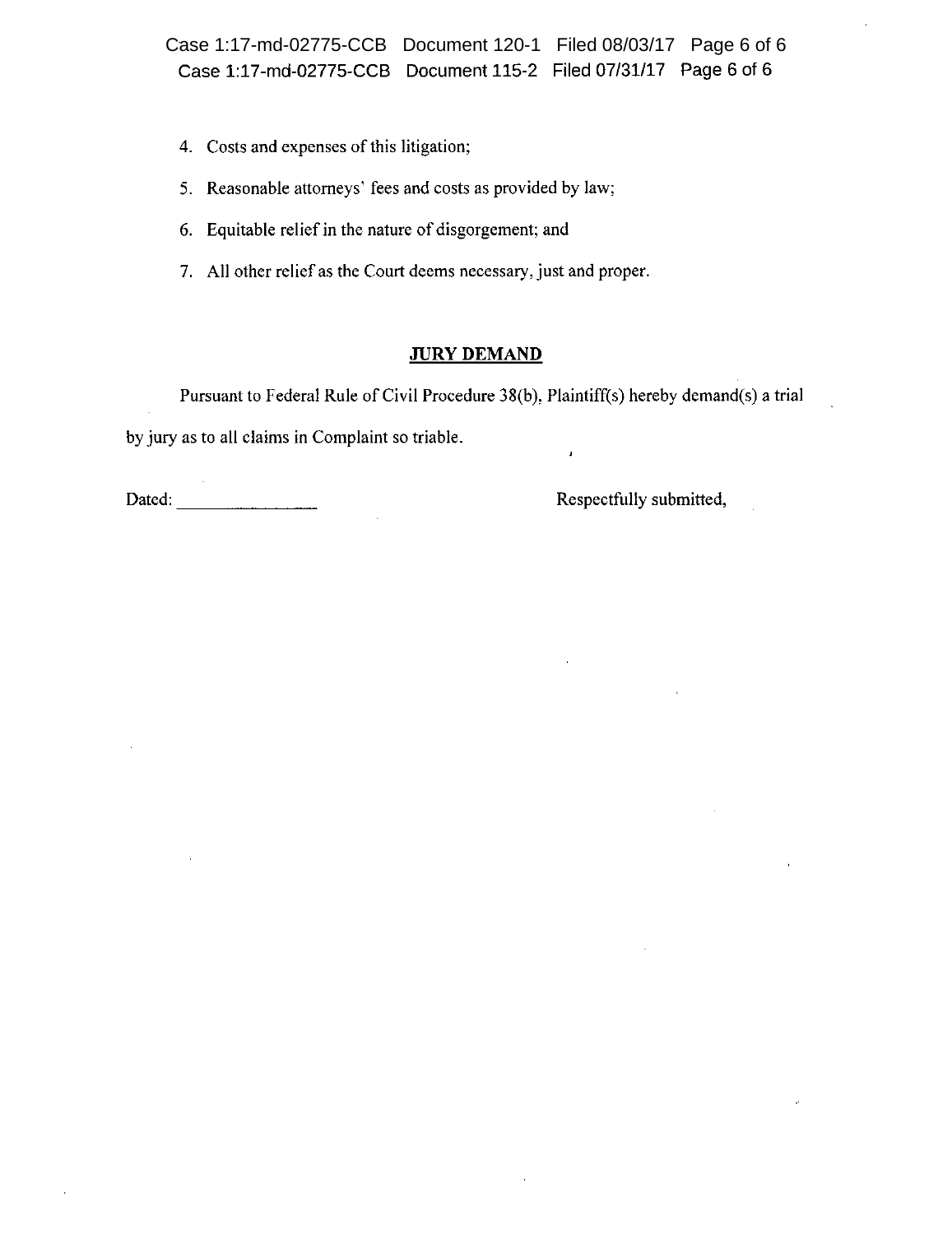4. Costs and expenses of this litigation;
5. Reasonable attorneys' fees and costs as provided by law;
6. Equitable relief in the nature of disgorgement; and
7. All other relief as the Court deems necessary, just and proper.

## JURY DEMAND

Pursuant to Federal Rule of Civil Procedure 38(b), Plaintiff(s) hereby demand(s) a trial by jury as to all claims in Complaint so triable.

Dated: ______________

Respectfully submitted,